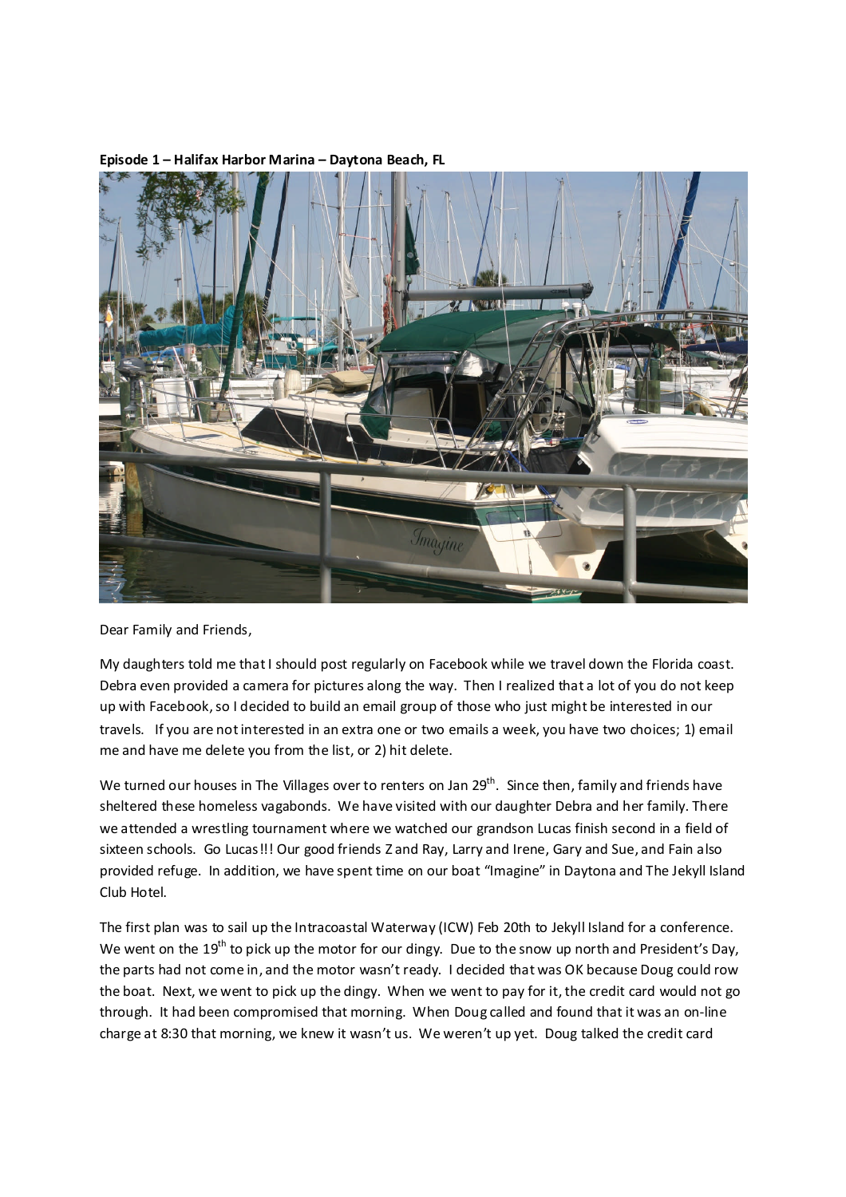**Episode 1 – Halifax Harbor Marina – Daytona Beach, FL**

Dear Family and Friends,

My daughters told me that I should post regularly on Facebook while we travel down the Florida coast. Debra even provided a camera for pictures along the way. Then I realized that a lot of you do not keep up with Facebook, so I decided to build an email group of those who just might be interested in our travels. If you are not interested in an extra one or two emails a week, you have two choices; 1) email me and have me delete you from the list, or 2) hit delete.

We turned our houses in The Villages over to renters on Jan 29th. Since then, family and friends have sheltered these homeless vagabonds. We have visited with our daughter Debra and her family. There we attended a wrestling tournament where we watched our grandson Lucas finish second in a field of sixteen schools. Go Lucas!!! Our good friends Z and Ray, Larry and Irene, Gary and Sue, and Fain also provided refuge. In addition, we have spent time on our boat "Imagine" in Daytona and The Jekyll Island Club Hotel.

The first plan was to sail up the Intracoastal Waterway (ICW) Feb 20th to Jekyll Island for a conference. We went on the 19th to pick up the motor for our dingy. Due to the snow up north and President's Day, the parts had not come in, and the motor wasn't ready. I decided that was OK because Doug could row the boat. Next, we went to pick up the dingy. When we went to pay for it, the credit card would not go through. It had been compromised that morning. When Doug called and found that it was an on-line charge at 8:30 that morning, we knew it wasn't us. We weren't up yet. Doug talked the credit card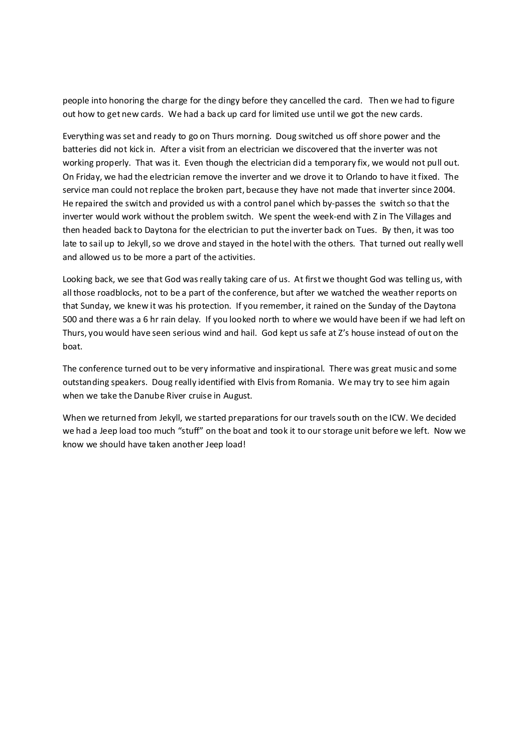people into honoring the charge for the dingy before they cancelled the card. Then we had to figure out how to get new cards. We had a back up card for limited use until we got the new cards.

Everything was set and ready to go on Thurs morning. Doug switched us off shore power and the batteries did not kick in. After a visit from an electrician we discovered that the inverter was not working properly. That was it. Even though the electrician did a temporary fix, we would not pull out. On Friday, we had the electrician remove the inverter and we drove it to Orlando to have it fixed. The service man could not replace the broken part, because they have not made that inverter since 2004. He repaired the switch and provided us with a control panel which by-passes the switch so that the inverter would work without the problem switch. We spent the week-end with Z in The Villages and then headed back to Daytona for the electrician to put the inverter back on Tues. By then, it was too late to sail up to Jekyll, so we drove and stayed in the hotel with the others. That turned out really well and allowed us to be more a part of the activities.

Looking back, we see that God was really taking care of us. At first we thought God was telling us, with all those roadblocks, not to be a part of the conference, but after we watched the weather reports on that Sunday, we knew it was his protection. If you remember, it rained on the Sunday of the Daytona 500 and there was a 6 hr rain delay. If you looked north to where we would have been if we had left on Thurs, you would have seen serious wind and hail. God kept us safe at Z's house instead of out on the boat.

The conference turned out to be very informative and inspirational. There was great music and some outstanding speakers. Doug really identified with Elvis from Romania. We may try to see him again when we take the Danube River cruise in August.

When we returned from Jekyll, we started preparations for our travels south on the ICW. We decided we had a Jeep load too much "stuff" on the boat and took it to our storage unit before we left. Now we know we should have taken another Jeep load!